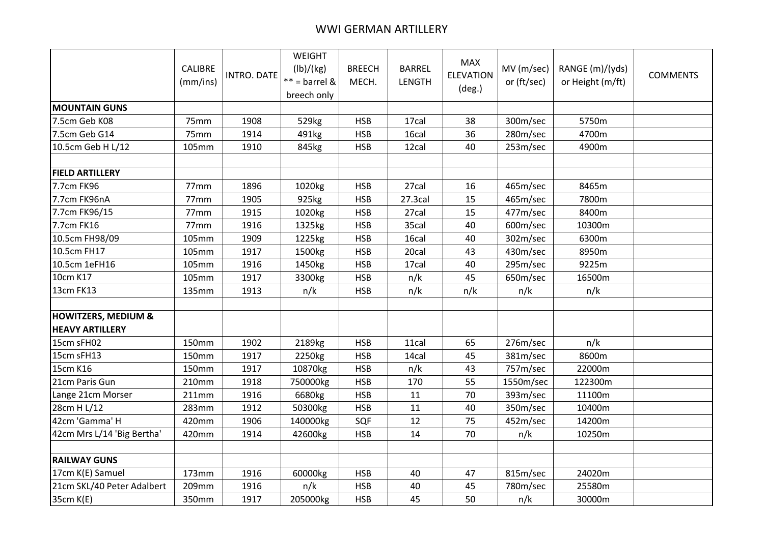# WWI GERMAN ARTILLERY

| | CALIBRE (mm/ins) | INTRO. DATE | WEIGHT (lb)/(kg) ** = barrel & breech only | BREECH MECH. | BARREL LENGTH | MAX ELEVATION (deg.) | MV (m/sec) or (ft/sec) | RANGE (m)/(yds) or Height (m/ft) | COMMENTS |
|---|---|---|---|---|---|---|---|---|---|
| **MOUNTAIN GUNS** | | | | | | | | | |
| 7.5cm Geb K08 | 75mm | 1908 | 529kg | HSB | 17cal | 38 | 300m/sec | 5750m | |
| 7.5cm Geb G14 | 75mm | 1914 | 491kg | HSB | 16cal | 36 | 280m/sec | 4700m | |
| 10.5cm Geb H L/12 | 105mm | 1910 | 845kg | HSB | 12cal | 40 | 253m/sec | 4900m | |
| | | | | | | | | | |
| **FIELD ARTILLERY** | | | | | | | | | |
| 7.7cm FK96 | 77mm | 1896 | 1020kg | HSB | 27cal | 16 | 465m/sec | 8465m | |
| 7.7cm FK96nA | 77mm | 1905 | 925kg | HSB | 27.3cal | 15 | 465m/sec | 7800m | |
| 7.7cm FK96/15 | 77mm | 1915 | 1020kg | HSB | 27cal | 15 | 477m/sec | 8400m | |
| 7.7cm FK16 | 77mm | 1916 | 1325kg | HSB | 35cal | 40 | 600m/sec | 10300m | |
| 10.5cm FH98/09 | 105mm | 1909 | 1225kg | HSB | 16cal | 40 | 302m/sec | 6300m | |
| 10.5cm FH17 | 105mm | 1917 | 1500kg | HSB | 20cal | 43 | 430m/sec | 8950m | |
| 10.5cm 1eFH16 | 105mm | 1916 | 1450kg | HSB | 17cal | 40 | 295m/sec | 9225m | |
| 10cm K17 | 105mm | 1917 | 3300kg | HSB | n/k | 45 | 650m/sec | 16500m | |
| 13cm FK13 | 135mm | 1913 | n/k | HSB | n/k | n/k | n/k | n/k | |
| | | | | | | | | | |
| **HOWITZERS, MEDIUM & HEAVY ARTILLERY** | | | | | | | | | |
| 15cm sFH02 | 150mm | 1902 | 2189kg | HSB | 11cal | 65 | 276m/sec | n/k | |
| 15cm sFH13 | 150mm | 1917 | 2250kg | HSB | 14cal | 45 | 381m/sec | 8600m | |
| 15cm K16 | 150mm | 1917 | 10870kg | HSB | n/k | 43 | 757m/sec | 22000m | |
| 21cm Paris Gun | 210mm | 1918 | 750000kg | HSB | 170 | 55 | 1550m/sec | 122300m | |
| Lange 21cm Morser | 211mm | 1916 | 6680kg | HSB | 11 | 70 | 393m/sec | 11100m | |
| 28cm H L/12 | 283mm | 1912 | 50300kg | HSB | 11 | 40 | 350m/sec | 10400m | |
| 42cm 'Gamma' H | 420mm | 1906 | 140000kg | SQF | 12 | 75 | 452m/sec | 14200m | |
| 42cm Mrs L/14 'Big Bertha' | 420mm | 1914 | 42600kg | HSB | 14 | 70 | n/k | 10250m | |
| | | | | | | | | | |
| **RAILWAY GUNS** | | | | | | | | | |
| 17cm K(E) Samuel | 173mm | 1916 | 60000kg | HSB | 40 | 47 | 815m/sec | 24020m | |
| 21cm SKL/40 Peter Adalbert | 209mm | 1916 | n/k | HSB | 40 | 45 | 780m/sec | 25580m | |
| 35cm K(E) | 350mm | 1917 | 205000kg | HSB | 45 | 50 | n/k | 30000m | |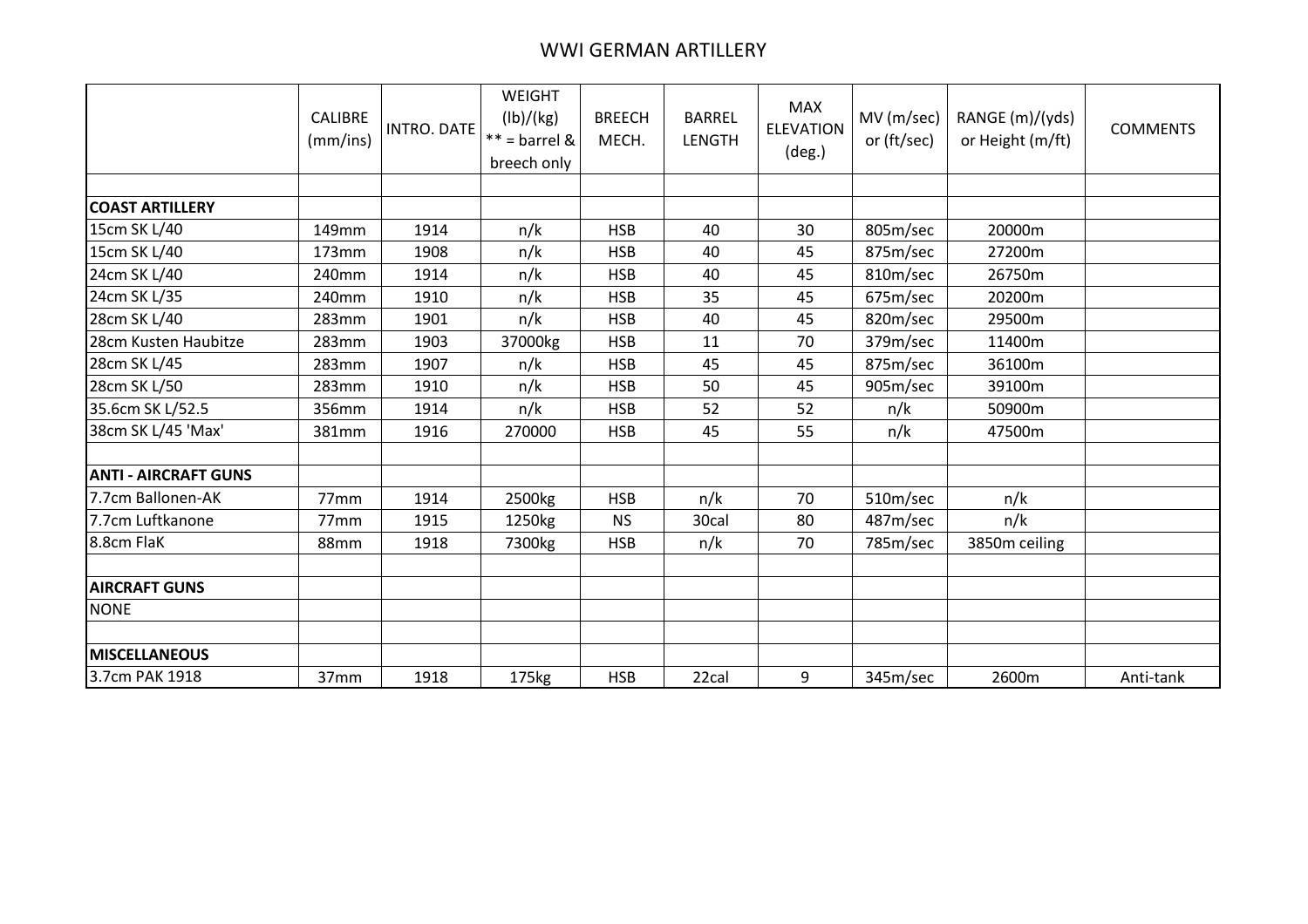# WWI GERMAN ARTILLERY

| | CALIBRE (mm/ins) | INTRO. DATE | WEIGHT (lb)/(kg) ** = barrel & breech only | BREECH MECH. | BARREL LENGTH | MAX ELEVATION (deg.) | MV (m/sec) or (ft/sec) | RANGE (m)/(yds) or Height (m/ft) | COMMENTS |
|---|---|---|---|---|---|---|---|---|---|
| | | | | | | | | | |
| **COAST ARTILLERY** | | | | | | | | | |
| 15cm SK L/40 | 149mm | 1914 | n/k | HSB | 40 | 30 | 805m/sec | 20000m | |
| 15cm SK L/40 | 173mm | 1908 | n/k | HSB | 40 | 45 | 875m/sec | 27200m | |
| 24cm SK L/40 | 240mm | 1914 | n/k | HSB | 40 | 45 | 810m/sec | 26750m | |
| 24cm SK L/35 | 240mm | 1910 | n/k | HSB | 35 | 45 | 675m/sec | 20200m | |
| 28cm SK L/40 | 283mm | 1901 | n/k | HSB | 40 | 45 | 820m/sec | 29500m | |
| 28cm Kusten Haubitze | 283mm | 1903 | 37000kg | HSB | 11 | 70 | 379m/sec | 11400m | |
| 28cm SK L/45 | 283mm | 1907 | n/k | HSB | 45 | 45 | 875m/sec | 36100m | |
| 28cm SK L/50 | 283mm | 1910 | n/k | HSB | 50 | 45 | 905m/sec | 39100m | |
| 35.6cm SK L/52.5 | 356mm | 1914 | n/k | HSB | 52 | 52 | n/k | 50900m | |
| 38cm SK L/45 'Max' | 381mm | 1916 | 270000 | HSB | 45 | 55 | n/k | 47500m | |
| | | | | | | | | | |
| **ANTI - AIRCRAFT GUNS** | | | | | | | | | |
| 7.7cm Ballonen-AK | 77mm | 1914 | 2500kg | HSB | n/k | 70 | 510m/sec | n/k | |
| 7.7cm Luftkanone | 77mm | 1915 | 1250kg | NS | 30cal | 80 | 487m/sec | n/k | |
| 8.8cm FlaK | 88mm | 1918 | 7300kg | HSB | n/k | 70 | 785m/sec | 3850m ceiling | |
| | | | | | | | | | |
| **AIRCRAFT GUNS** | | | | | | | | | |
| NONE | | | | | | | | | |
| | | | | | | | | | |
| **MISCELLANEOUS** | | | | | | | | | |
| 3.7cm PAK 1918 | 37mm | 1918 | 175kg | HSB | 22cal | 9 | 345m/sec | 2600m | Anti-tank |